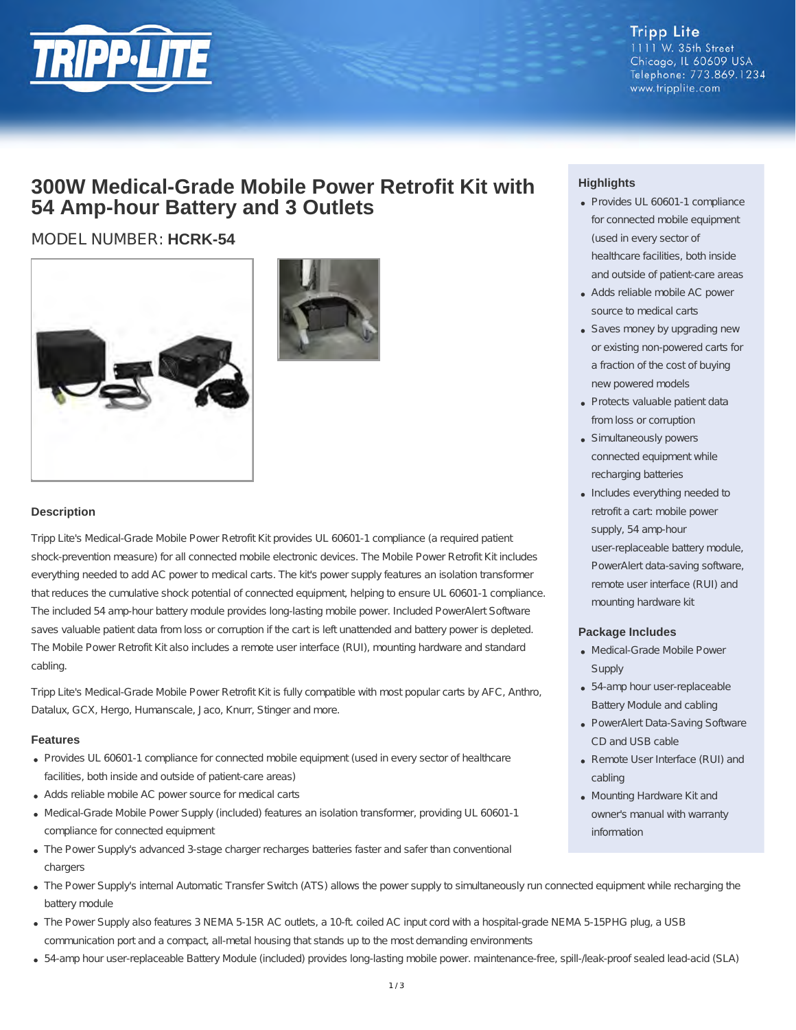Tripp Lite
1111 W. 35th Street
Chicago, IL 60609 USA
Telephone: 773.869.1234
www.tripplite.com

# 300W Medical-Grade Mobile Power Retrofit Kit with 54 Amp-hour Battery and 3 Outlets

## MODEL NUMBER: **HCRK-54**

### Description

Tripp Lite's Medical-Grade Mobile Power Retrofit Kit provides UL 60601-1 compliance (a required patient shock-prevention measure) for all connected mobile electronic devices. The Mobile Power Retrofit Kit includes everything needed to add AC power to medical carts. The kit's power supply features an isolation transformer that reduces the cumulative shock potential of connected equipment, helping to ensure UL 60601-1 compliance. The included 54 amp-hour battery module provides long-lasting mobile power. Included PowerAlert Software saves valuable patient data from loss or corruption if the cart is left unattended and battery power is depleted. The Mobile Power Retrofit Kit also includes a remote user interface (RUI), mounting hardware and standard cabling.

Tripp Lite's Medical-Grade Mobile Power Retrofit Kit is fully compatible with most popular carts by AFC, Anthro, Datalux, GCX, Hergo, Humanscale, Jaco, Knurr, Stinger and more.

### Features

- Provides UL 60601-1 compliance for connected mobile equipment (used in every sector of healthcare facilities, both inside and outside of patient-care areas)
- Adds reliable mobile AC power source for medical carts
- Medical-Grade Mobile Power Supply (included) features an isolation transformer, providing UL 60601-1 compliance for connected equipment
- The Power Supply's advanced 3-stage charger recharges batteries faster and safer than conventional chargers
- The Power Supply's internal Automatic Transfer Switch (ATS) allows the power supply to simultaneously run connected equipment while recharging the battery module
- The Power Supply also features 3 NEMA 5-15R AC outlets, a 10-ft. coiled AC input cord with a hospital-grade NEMA 5-15PHG plug, a USB communication port and a compact, all-metal housing that stands up to the most demanding environments
- 54-amp hour user-replaceable Battery Module (included) provides long-lasting mobile power. maintenance-free, spill-/leak-proof sealed lead-acid (SLA)

### Highlights

- Provides UL 60601-1 compliance for connected mobile equipment (used in every sector of healthcare facilities, both inside and outside of patient-care areas
- Adds reliable mobile AC power source to medical carts
- Saves money by upgrading new or existing non-powered carts for a fraction of the cost of buying new powered models
- Protects valuable patient data from loss or corruption
- Simultaneously powers connected equipment while recharging batteries
- Includes everything needed to retrofit a cart: mobile power supply, 54 amp-hour user-replaceable battery module, PowerAlert data-saving software, remote user interface (RUI) and mounting hardware kit

### Package Includes

- Medical-Grade Mobile Power Supply
- 54-amp hour user-replaceable Battery Module and cabling
- PowerAlert Data-Saving Software CD and USB cable
- Remote User Interface (RUI) and cabling
- Mounting Hardware Kit and owner's manual with warranty information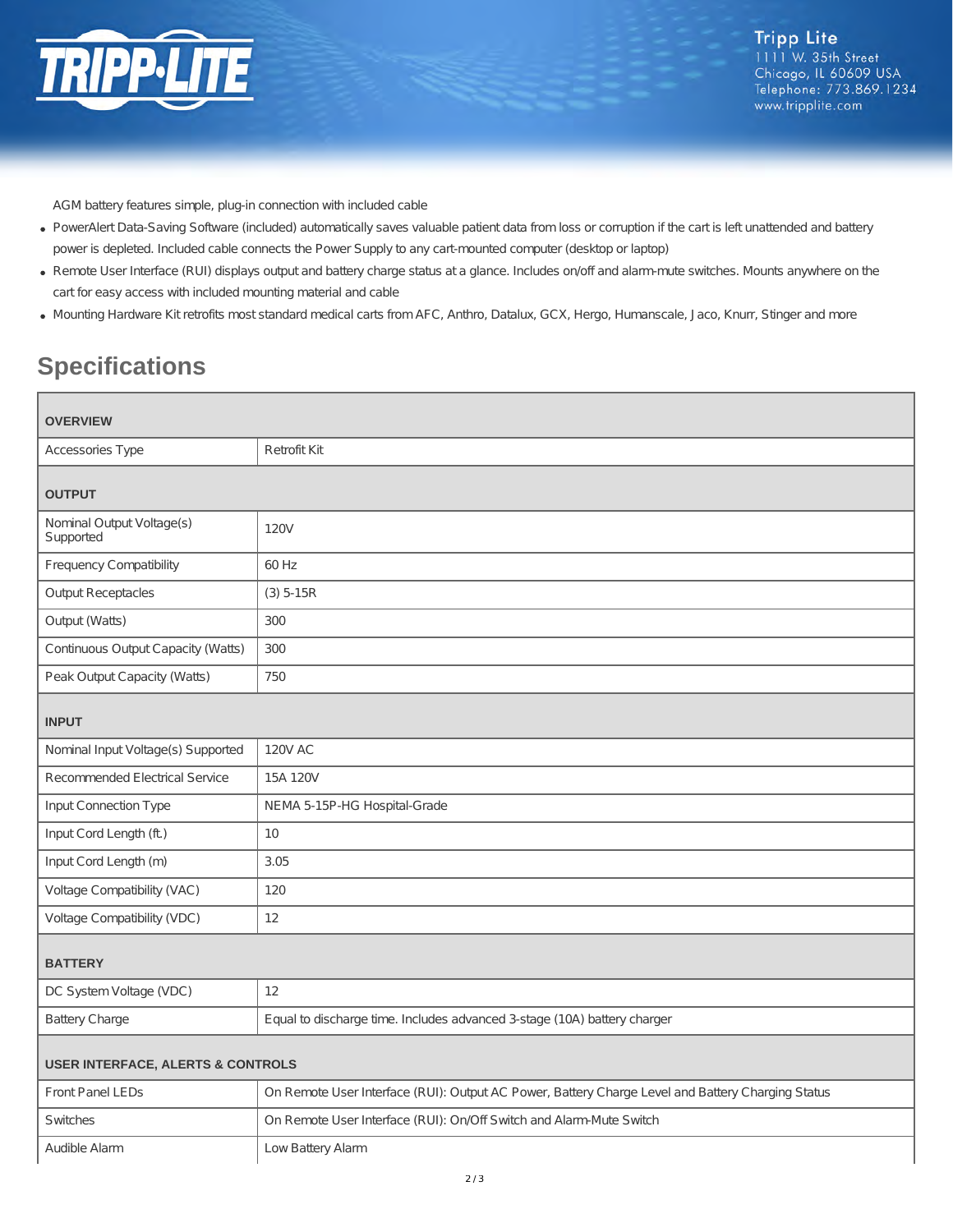AGM battery features simple, plug-in connection with included cable

- PowerAlert Data-Saving Software (included) automatically saves valuable patient data from loss or corruption if the cart is left unattended and battery power is depleted. Included cable connects the Power Supply to any cart-mounted computer (desktop or laptop)
- Remote User Interface (RUI) displays output and battery charge status at a glance. Includes on/off and alarm-mute switches. Mounts anywhere on the cart for easy access with included mounting material and cable
- Mounting Hardware Kit retrofits most standard medical carts from AFC, Anthro, Datalux, GCX, Hergo, Humanscale, Jaco, Knurr, Stinger and more

## Specifications

| **OVERVIEW** | |
|---|---|
| Accessories Type | Retrofit Kit |
| **OUTPUT** | |
| Nominal Output Voltage(s) Supported | 120V |
| Frequency Compatibility | 60 Hz |
| Output Receptacles | (3) 5-15R |
| Output (Watts) | 300 |
| Continuous Output Capacity (Watts) | 300 |
| Peak Output Capacity (Watts) | 750 |
| **INPUT** | |
| Nominal Input Voltage(s) Supported | 120V AC |
| Recommended Electrical Service | 15A 120V |
| Input Connection Type | NEMA 5-15P-HG Hospital-Grade |
| Input Cord Length (ft.) | 10 |
| Input Cord Length (m) | 3.05 |
| Voltage Compatibility (VAC) | 120 |
| Voltage Compatibility (VDC) | 12 |
| **BATTERY** | |
| DC System Voltage (VDC) | 12 |
| Battery Charge | Equal to discharge time. Includes advanced 3-stage (10A) battery charger |
| **USER INTERFACE, ALERTS & CONTROLS** | |
| Front Panel LEDs | On Remote User Interface (RUI): Output AC Power, Battery Charge Level and Battery Charging Status |
| Switches | On Remote User Interface (RUI): On/Off Switch and Alarm-Mute Switch |
| Audible Alarm | Low Battery Alarm |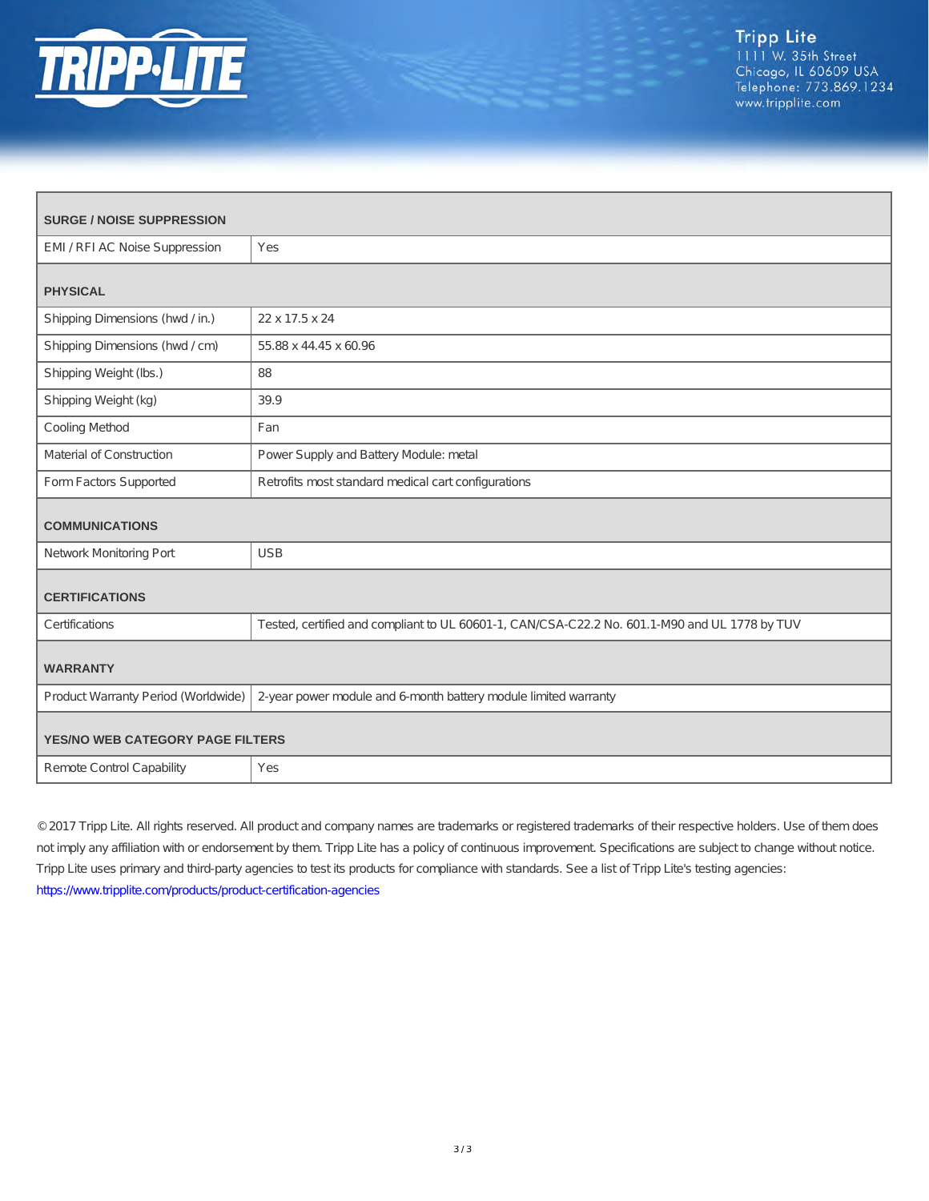Tripp Lite
1111 W. 35th Street
Chicago, IL 60609 USA
Telephone: 773.869.1234
www.tripplite.com

| | |
|---|---|
| **SURGE / NOISE SUPPRESSION** | |
| EMI / RFI AC Noise Suppression | Yes |
| **PHYSICAL** | |
| Shipping Dimensions (hwd / in.) | 22 x 17.5 x 24 |
| Shipping Dimensions (hwd / cm) | 55.88 x 44.45 x 60.96 |
| Shipping Weight (lbs.) | 88 |
| Shipping Weight (kg) | 39.9 |
| Cooling Method | Fan |
| Material of Construction | Power Supply and Battery Module: metal |
| Form Factors Supported | Retrofits most standard medical cart configurations |
| **COMMUNICATIONS** | |
| Network Monitoring Port | USB |
| **CERTIFICATIONS** | |
| Certifications | Tested, certified and compliant to UL 60601-1, CAN/CSA-C22.2 No. 601.1-M90 and UL 1778 by TUV |
| **WARRANTY** | |
| Product Warranty Period (Worldwide) | 2-year power module and 6-month battery module limited warranty |
| **YES/NO WEB CATEGORY PAGE FILTERS** | |
| Remote Control Capability | Yes |

© 2017 Tripp Lite. All rights reserved. All product and company names are trademarks or registered trademarks of their respective holders. Use of them does not imply any affiliation with or endorsement by them. Tripp Lite has a policy of continuous improvement. Specifications are subject to change without notice. Tripp Lite uses primary and third-party agencies to test its products for compliance with standards. See a list of Tripp Lite's testing agencies: https://www.tripplite.com/products/product-certification-agencies